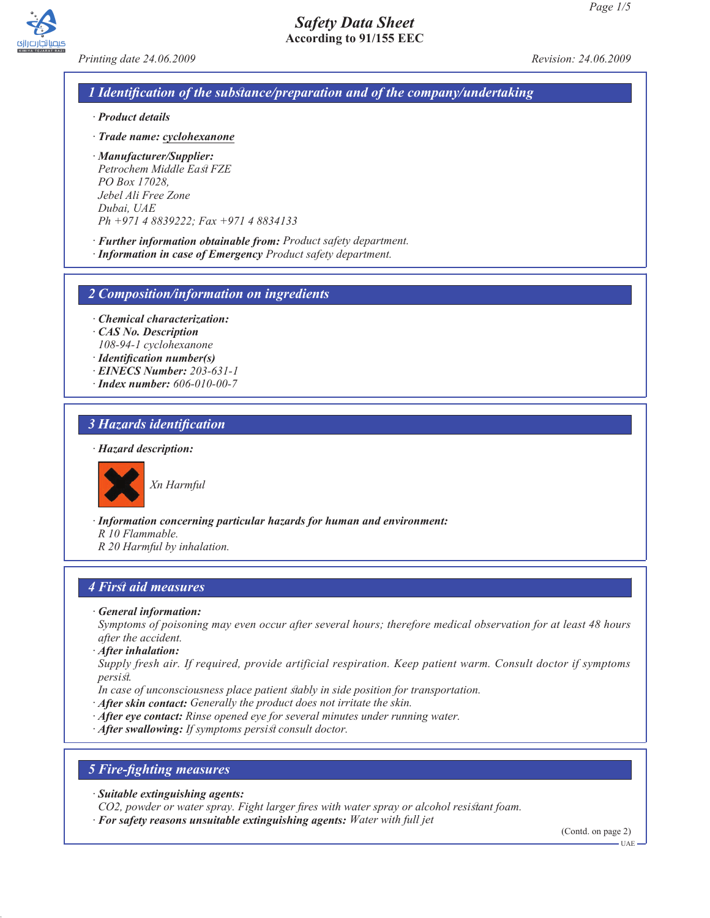# Safety Data Sheet

**According to 91/155 EEC**

*Printing date 24.06.2009* *Revision: 24.06.2009*

## 1 Identification of the substance/preparation and of the company/undertaking

· **Product details**

· **Trade name:** cyclohexanone

· **Manufacturer/Supplier:**
Petrochem Middle East FZE
PO Box 17028,
Jebel Ali Free Zone
Dubai, UAE
Ph +971 4 8839222; Fax +971 4 8834133

· **Further information obtainable from:** Product safety department.
· **Information in case of Emergency** Product safety department.

## 2 Composition/information on ingredients

· **Chemical characterization:**
· **CAS No. Description**
108-94-1 cyclohexanone
· **Identification number(s)**
· **EINECS Number:** 203-631-1
· **Index number:** 606-010-00-7

## 3 Hazards identification

· **Hazard description:**

Xn Harmful

· **Information concerning particular hazards for human and environment:**
R 10 Flammable.
R 20 Harmful by inhalation.

## 4 First aid measures

· **General information:**
Symptoms of poisoning may even occur after several hours; therefore medical observation for at least 48 hours after the accident.
· **After inhalation:**
Supply fresh air. If required, provide artificial respiration. Keep patient warm. Consult doctor if symptoms persist.
In case of unconsciousness place patient stably in side position for transportation.
· **After skin contact:** Generally the product does not irritate the skin.
· **After eye contact:** Rinse opened eye for several minutes under running water.
· **After swallowing:** If symptoms persist consult doctor.

## 5 Fire-fighting measures

· **Suitable extinguishing agents:**
$CO_2$, powder or water spray. Fight larger fires with water spray or alcohol resistant foam.
· **For safety reasons unsuitable extinguishing agents:** Water with full jet

(Contd. on page 2)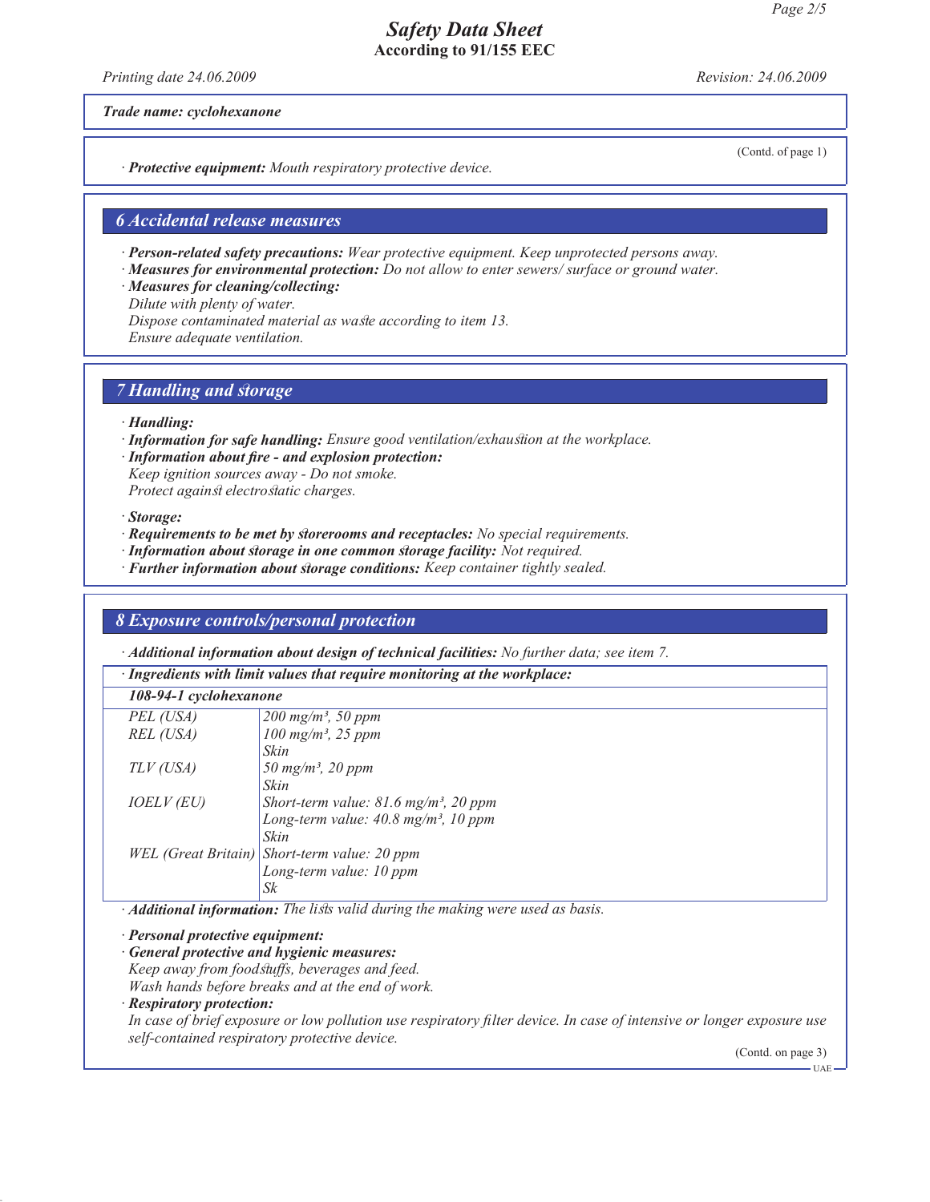*Trade name: cyclohexanone*

(Contd. of page 1)

· **Protective equipment:** *Mouth respiratory protective device.*

## 6 Accidental release measures

· **Person-related safety precautions:** *Wear protective equipment. Keep unprotected persons away.*
· **Measures for environmental protection:** *Do not allow to enter sewers/ surface or ground water.*
· **Measures for cleaning/collecting:**
*Dilute with plenty of water.*
*Dispose contaminated material as waste according to item 13.*
*Ensure adequate ventilation.*

## 7 Handling and storage

· **Handling:**
· **Information for safe handling:** *Ensure good ventilation/exhaustion at the workplace.*
· **Information about fire - and explosion protection:**
*Keep ignition sources away - Do not smoke.*
*Protect against electrostatic charges.*

· **Storage:**
· **Requirements to be met by storerooms and receptacles:** *No special requirements.*
· **Information about storage in one common storage facility:** *Not required.*
· **Further information about storage conditions:** *Keep container tightly sealed.*

## 8 Exposure controls/personal protection

· **Additional information about design of technical facilities:** *No further data; see item 7.*

· **Ingredients with limit values that require monitoring at the workplace:**

| **108-94-1 cyclohexanone** | |
|---|---|
| PEL (USA) | 200 mg/m³, 50 ppm |
| REL (USA) | 100 mg/m³, 25 ppm<br>Skin |
| TLV (USA) | 50 mg/m³, 20 ppm<br>Skin |
| IOELV (EU) | Short-term value: 81.6 mg/m³, 20 ppm<br>Long-term value: 40.8 mg/m³, 10 ppm<br>Skin |
| WEL (Great Britain) | Short-term value: 20 ppm<br>Long-term value: 10 ppm<br>Sk |

· **Additional information:** *The lists valid during the making were used as basis.*

· **Personal protective equipment:**
· **General protective and hygienic measures:**
*Keep away from foodstuffs, beverages and feed.*
*Wash hands before breaks and at the end of work.*
· **Respiratory protection:**
*In case of brief exposure or low pollution use respiratory filter device. In case of intensive or longer exposure use self-contained respiratory protective device.*

(Contd. on page 3)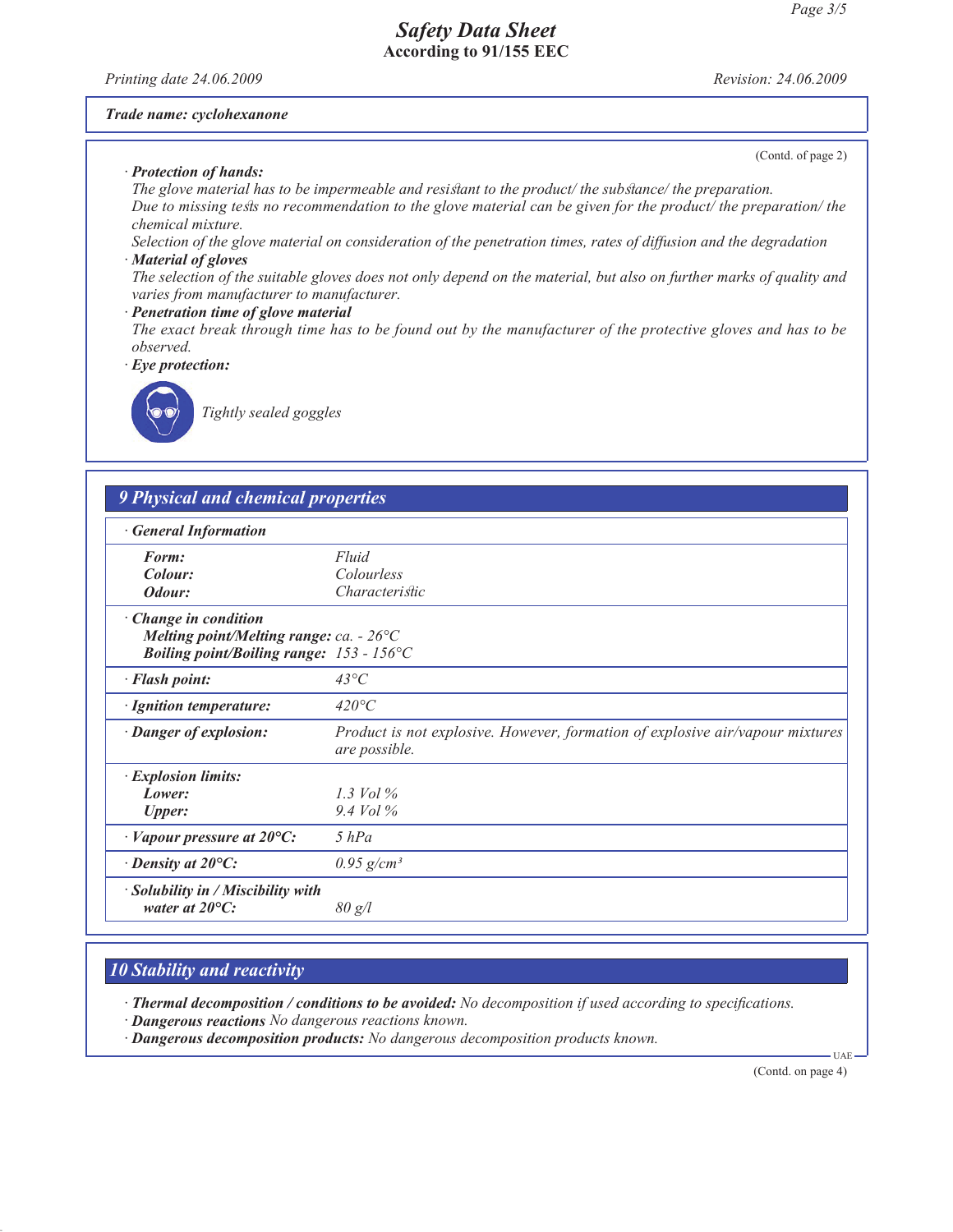Trade name: cyclohexanone

(Contd. of page 2)

· **Protection of hands:**

*The glove material has to be impermeable and resistant to the product/ the substance/ the preparation.*
*Due to missing tests no recommendation to the glove material can be given for the product/ the preparation/ the chemical mixture.*
*Selection of the glove material on consideration of the penetration times, rates of diffusion and the degradation*

· **Material of gloves**

*The selection of the suitable gloves does not only depend on the material, but also on further marks of quality and varies from manufacturer to manufacturer.*

· **Penetration time of glove material**

*The exact break through time has to be found out by the manufacturer of the protective gloves and has to be observed.*

· **Eye protection:**

*Tightly sealed goggles*

## 9 Physical and chemical properties

| · General Information | |
|---|---|
| **Form:** | Fluid |
| **Colour:** | Colourless |
| **Odour:** | Characteristic |
| · **Change in condition** | |
| **Melting point/Melting range:** | ca. - 26°C |
| **Boiling point/Boiling range:** | 153 - 156°C |
| · **Flash point:** | 43°C |
| · **Ignition temperature:** | 420°C |
| · **Danger of explosion:** | Product is not explosive. However, formation of explosive air/vapour mixtures are possible. |
| · **Explosion limits:** | |
| **Lower:** | 1.3 Vol % |
| **Upper:** | 9.4 Vol % |
| · **Vapour pressure at 20°C:** | 5 hPa |
| · **Density at 20°C:** | 0.95 g/cm³ |
| · **Solubility in / Miscibility with water at 20°C:** | 80 g/l |

## 10 Stability and reactivity

· **Thermal decomposition / conditions to be avoided:** *No decomposition if used according to specifications.*
· **Dangerous reactions** *No dangerous reactions known.*
· **Dangerous decomposition products:** *No dangerous decomposition products known.*

(Contd. on page 4)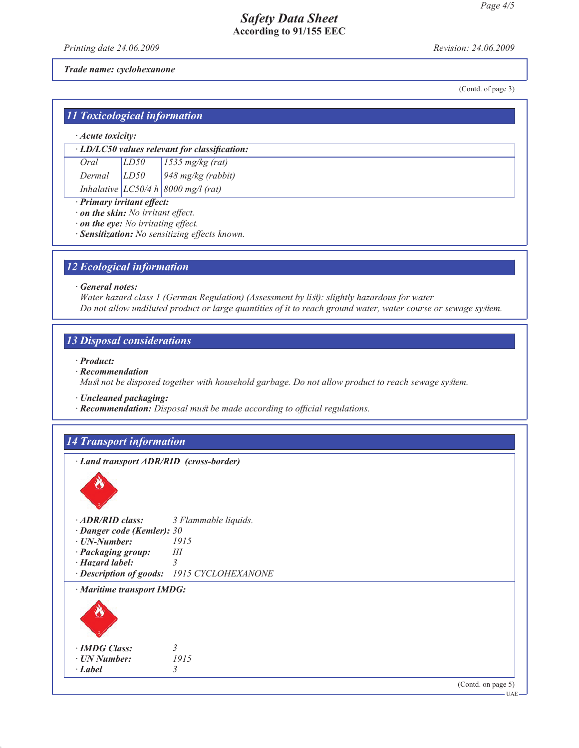**Trade name: cyclohexanone**

(Contd. of page 3)

## 11 Toxicological information

· **Acute toxicity:**

| · **LD/LC50 values relevant for classification:** | | |
|---|---|---|
| Oral | LD50 | 1535 mg/kg (rat) |
| Dermal | LD50 | 948 mg/kg (rabbit) |
| Inhalative | LC50/4 h | 8000 mg/l (rat) |

· **Primary irritant effect:**
· **on the skin:** No irritant effect.
· **on the eye:** No irritating effect.
· **Sensitization:** No sensitizing effects known.

## 12 Ecological information

· **General notes:**
Water hazard class 1 (German Regulation) (Assessment by list): slightly hazardous for water
Do not allow undiluted product or large quantities of it to reach ground water, water course or sewage system.

## 13 Disposal considerations

· **Product:**
· **Recommendation**
Must not be disposed together with household garbage. Do not allow product to reach sewage system.

· **Uncleaned packaging:**
· **Recommendation:** Disposal must be made according to official regulations.

## 14 Transport information

· **Land transport ADR/RID (cross-border)**

· **ADR/RID class:** 3 Flammable liquids.
· **Danger code (Kemler):** 30
· **UN-Number:** 1915
· **Packaging group:** III
· **Hazard label:** 3
· **Description of goods:** 1915 CYCLOHEXANONE

· **Maritime transport IMDG:**

· **IMDG Class:** 3
· **UN Number:** 1915
· **Label** 3

(Contd. on page 5)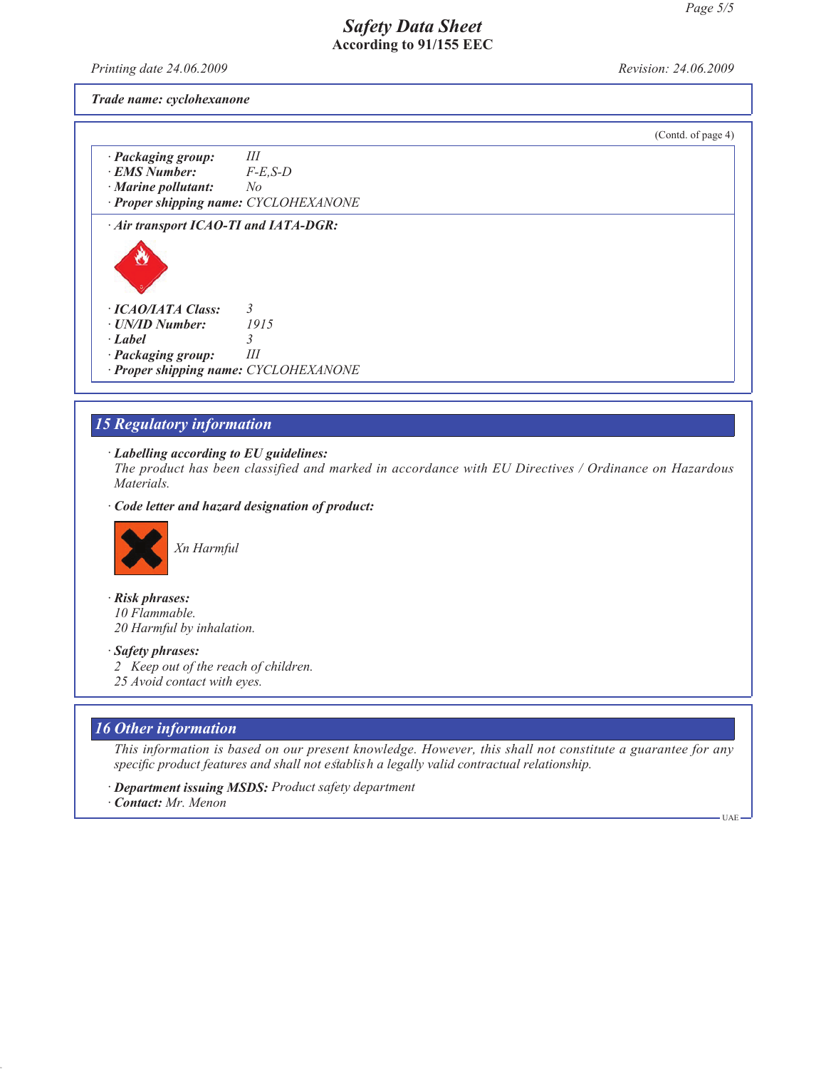Trade name: cyclohexanone

(Contd. of page 4)

· **Packaging group:** III
· **EMS Number:** F-E,S-D
· **Marine pollutant:** No
· **Proper shipping name:** CYCLOHEXANONE

· **Air transport ICAO-TI and IATA-DGR:**

· **ICAO/IATA Class:** 3
· **UN/ID Number:** 1915
· **Label** 3
· **Packaging group:** III
· **Proper shipping name:** CYCLOHEXANONE

## 15 Regulatory information

· **Labelling according to EU guidelines:**
The product has been classified and marked in accordance with EU Directives / Ordinance on Hazardous Materials.

· **Code letter and hazard designation of product:**

Xn Harmful

· **Risk phrases:**
10 Flammable.
20 Harmful by inhalation.

· **Safety phrases:**
2 Keep out of the reach of children.
25 Avoid contact with eyes.

## 16 Other information

This information is based on our present knowledge. However, this shall not constitute a guarantee for any specific product features and shall not establish a legally valid contractual relationship.

· **Department issuing MSDS:** Product safety department
· **Contact:** Mr. Menon